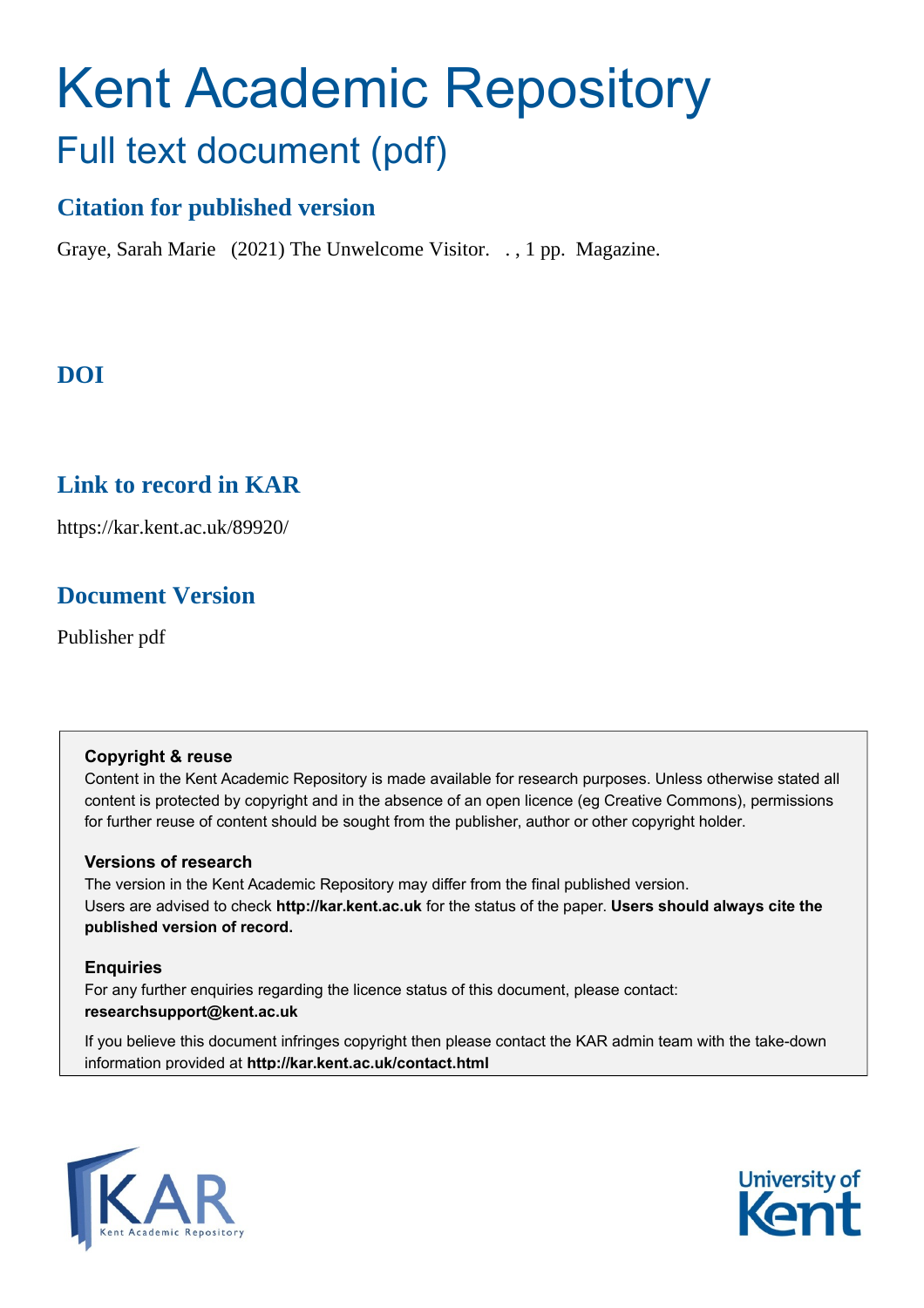# Kent Academic Repository

## Full text document (pdf)

### Citation for published version

Graye, Sarah Marie (2021) The Unwelcome Visitor. . , 1 pp. Magazine.

### DOI

### Link to record in KAR

https://kar.kent.ac.uk/89920/

### Document Version

Publisher pdf

**Copyright & reuse**
Content in the Kent Academic Repository is made available for research purposes. Unless otherwise stated all content is protected by copyright and in the absence of an open licence (eg Creative Commons), permissions for further reuse of content should be sought from the publisher, author or other copyright holder.

**Versions of research**
The version in the Kent Academic Repository may differ from the final published version.
Users are advised to check **http://kar.kent.ac.uk** for the status of the paper. **Users should always cite the published version of record.**

**Enquiries**
For any further enquiries regarding the licence status of this document, please contact:
**researchsupport@kent.ac.uk**

If you believe this document infringes copyright then please contact the KAR admin team with the take-down information provided at **http://kar.kent.ac.uk/contact.html**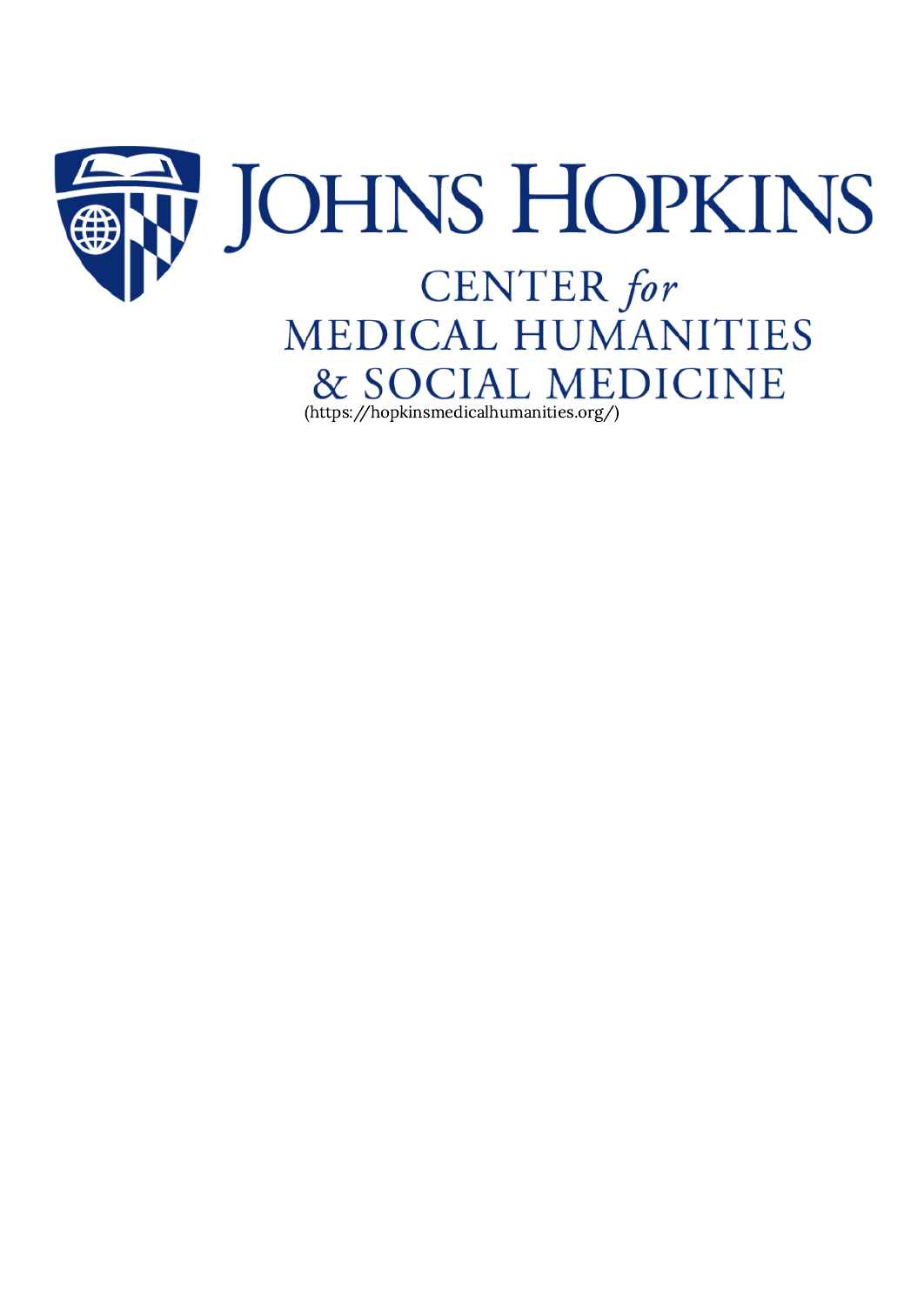JOHNS HOPKINS

CENTER *for* MEDICAL HUMANITIES & SOCIAL MEDICINE

(https://hopkinsmedicalhumanities.org/)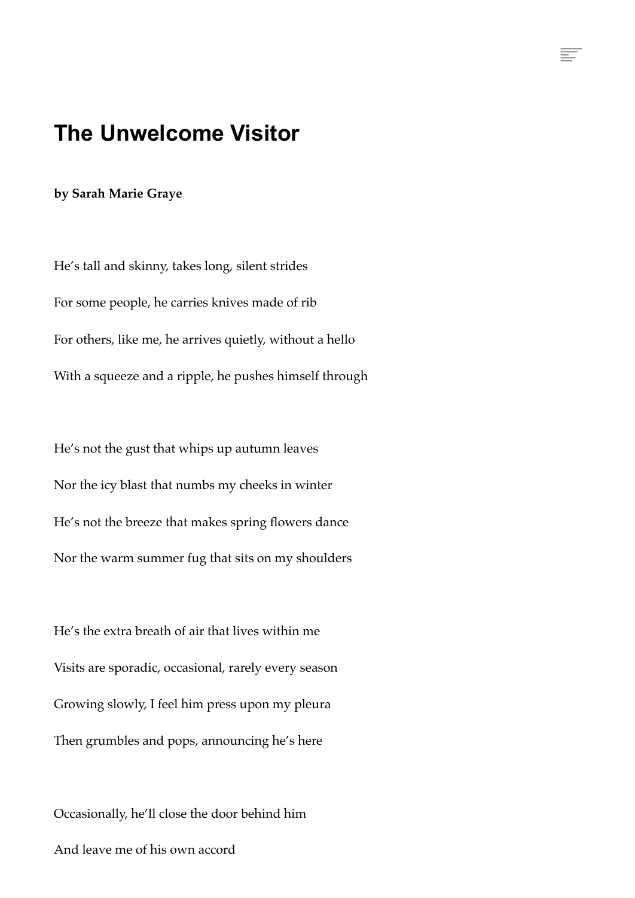# The Unwelcome Visitor

**by Sarah Marie Graye**

He's tall and skinny, takes long, silent strides

For some people, he carries knives made of rib

For others, like me, he arrives quietly, without a hello

With a squeeze and a ripple, he pushes himself through

He's not the gust that whips up autumn leaves

Nor the icy blast that numbs my cheeks in winter

He's not the breeze that makes spring flowers dance

Nor the warm summer fug that sits on my shoulders

He's the extra breath of air that lives within me

Visits are sporadic, occasional, rarely every season

Growing slowly, I feel him press upon my pleura

Then grumbles and pops, announcing he's here

Occasionally, he'll close the door behind him

And leave me of his own accord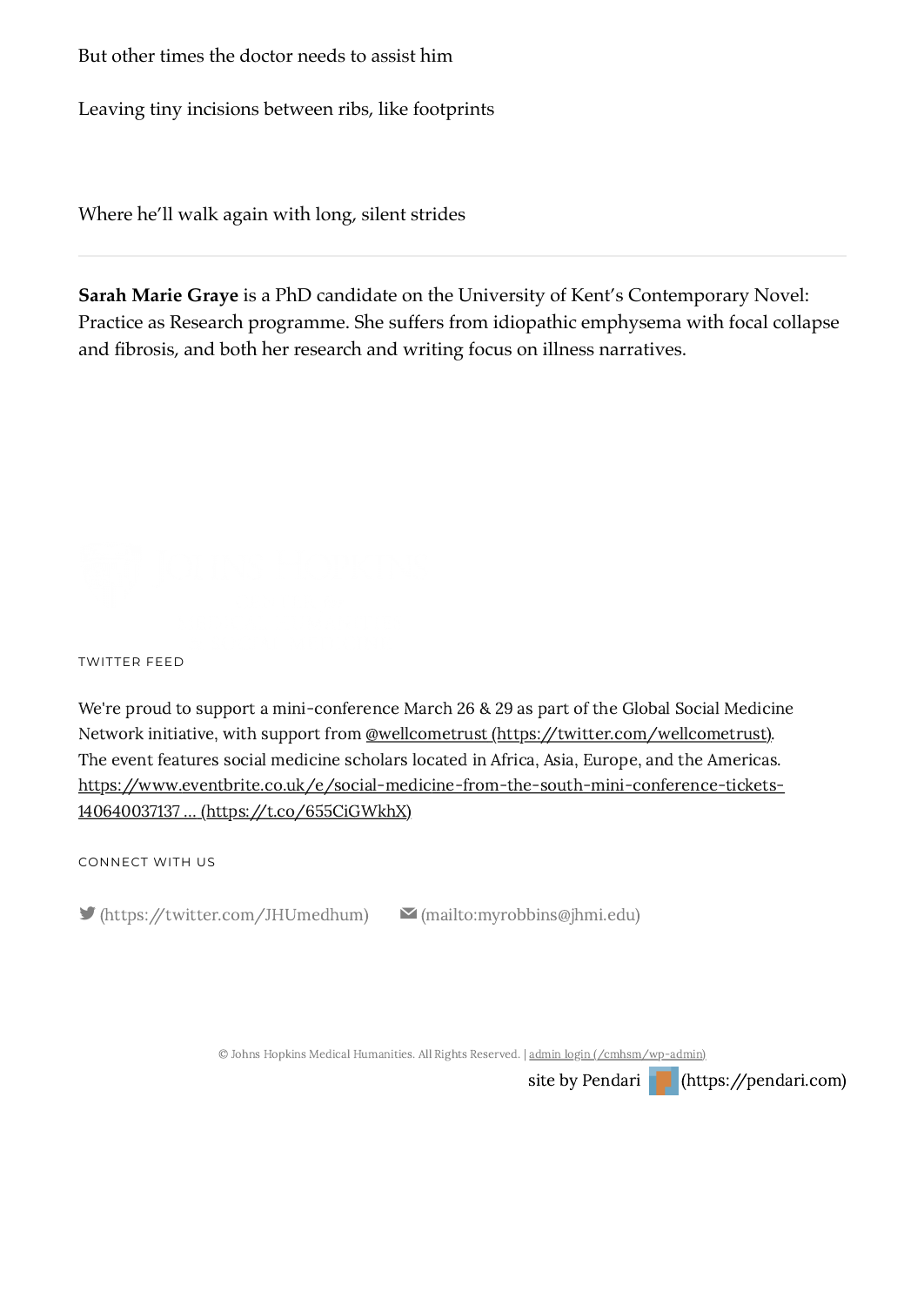But other times the doctor needs to assist him

Leaving tiny incisions between ribs, like footprints

Where he'll walk again with long, silent strides

---

**Sarah Marie Graye** is a PhD candidate on the University of Kent's Contemporary Novel: Practice as Research programme. She suffers from idiopathic emphysema with focal collapse and fibrosis, and both her research and writing focus on illness narratives.

TWITTER FEED

We're proud to support a mini-conference March 26 & 29 as part of the Global Social Medicine Network initiative, with support from @wellcometrust (https://twitter.com/wellcometrust). The event features social medicine scholars located in Africa, Asia, Europe, and the Americas. https://www.eventbrite.co.uk/e/social-medicine-from-the-south-mini-conference-tickets-140640037137 … (https://t.co/655CiGWkhX)

CONNECT WITH US

(https://twitter.com/JHUmedhum) (mailto:myrobbins@jhmi.edu)

© Johns Hopkins Medical Humanities. All Rights Reserved. | admin login (/cmhsm/wp-admin)

site by Pendari (https://pendari.com)